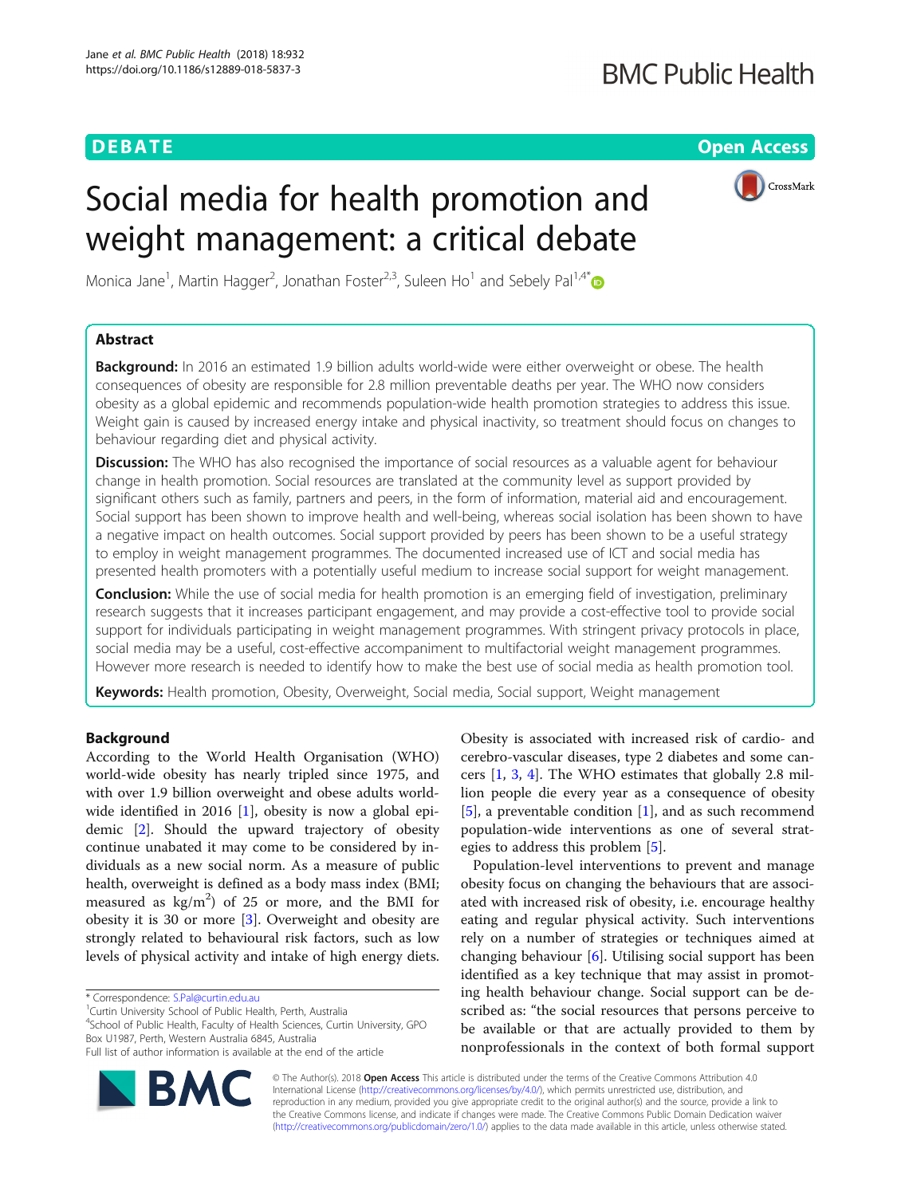**DEBATE** **Open Access**

# Social media for health promotion and weight management: a critical debate

Monica Jane[1], Martin Hagger[2], Jonathan Foster[2,3], Suleen Ho[1] and Sebely Pal[1,4*]

## Abstract

**Background:** In 2016 an estimated 1.9 billion adults world-wide were either overweight or obese. The health consequences of obesity are responsible for 2.8 million preventable deaths per year. The WHO now considers obesity as a global epidemic and recommends population-wide health promotion strategies to address this issue. Weight gain is caused by increased energy intake and physical inactivity, so treatment should focus on changes to behaviour regarding diet and physical activity.

**Discussion:** The WHO has also recognised the importance of social resources as a valuable agent for behaviour change in health promotion. Social resources are translated at the community level as support provided by significant others such as family, partners and peers, in the form of information, material aid and encouragement. Social support has been shown to improve health and well-being, whereas social isolation has been shown to have a negative impact on health outcomes. Social support provided by peers has been shown to be a useful strategy to employ in weight management programmes. The documented increased use of ICT and social media has presented health promoters with a potentially useful medium to increase social support for weight management.

**Conclusion:** While the use of social media for health promotion is an emerging field of investigation, preliminary research suggests that it increases participant engagement, and may provide a cost-effective tool to provide social support for individuals participating in weight management programmes. With stringent privacy protocols in place, social media may be a useful, cost-effective accompaniment to multifactorial weight management programmes. However more research is needed to identify how to make the best use of social media as health promotion tool.

**Keywords:** Health promotion, Obesity, Overweight, Social media, Social support, Weight management

## Background

According to the World Health Organisation (WHO) world-wide obesity has nearly tripled since 1975, and with over 1.9 billion overweight and obese adults world-wide identified in 2016 [1], obesity is now a global epidemic [2]. Should the upward trajectory of obesity continue unabated it may come to be considered by individuals as a new social norm. As a measure of public health, overweight is defined as a body mass index (BMI; measured as $kg/m^2$) of 25 or more, and the BMI for obesity it is 30 or more [3]. Overweight and obesity are strongly related to behavioural risk factors, such as low levels of physical activity and intake of high energy diets. Obesity is associated with increased risk of cardio- and cerebro-vascular diseases, type 2 diabetes and some cancers [1, 3, 4]. The WHO estimates that globally 2.8 million people die every year as a consequence of obesity [5], a preventable condition [1], and as such recommend population-wide interventions as one of several strategies to address this problem [5].

Population-level interventions to prevent and manage obesity focus on changing the behaviours that are associated with increased risk of obesity, i.e. encourage healthy eating and regular physical activity. Such interventions rely on a number of strategies or techniques aimed at changing behaviour [6]. Utilising social support has been identified as a key technique that may assist in promoting health behaviour change. Social support can be described as: "the social resources that persons perceive to be available or that are actually provided to them by nonprofessionals in the context of both formal support

\* Correspondence: S.Pal@curtin.edu.au
[1]Curtin University School of Public Health, Perth, Australia
[4]School of Public Health, Faculty of Health Sciences, Curtin University, GPO Box U1987, Perth, Western Australia 6845, Australia
Full list of author information is available at the end of the article

© The Author(s). 2018 **Open Access** This article is distributed under the terms of the Creative Commons Attribution 4.0 International License (http://creativecommons.org/licenses/by/4.0/), which permits unrestricted use, distribution, and reproduction in any medium, provided you give appropriate credit to the original author(s) and the source, provide a link to the Creative Commons license, and indicate if changes were made. The Creative Commons Public Domain Dedication waiver (http://creativecommons.org/publicdomain/zero/1.0/) applies to the data made available in this article, unless otherwise stated.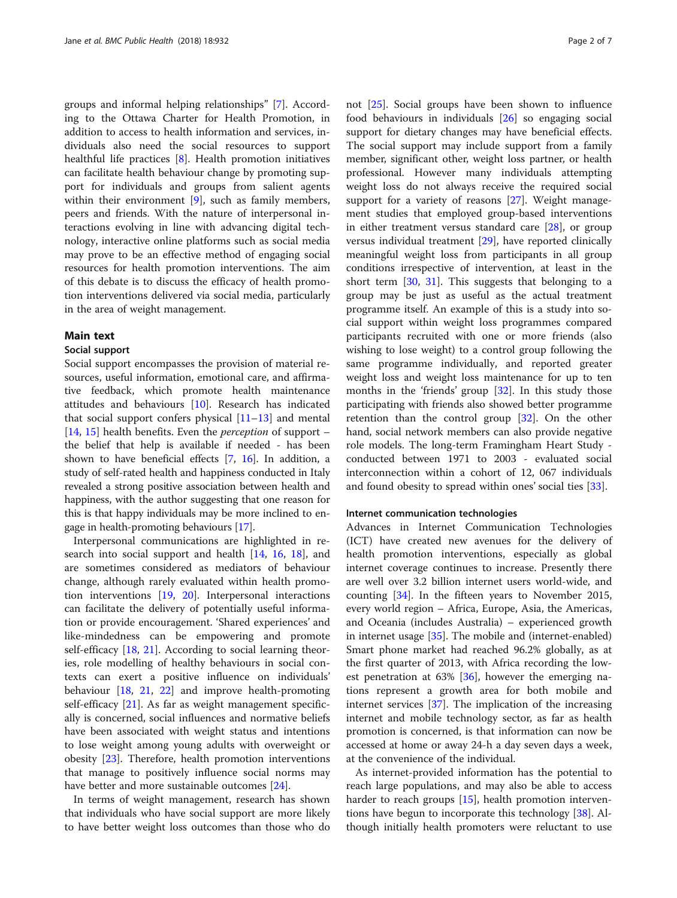groups and informal helping relationships" [7]. According to the Ottawa Charter for Health Promotion, in addition to access to health information and services, individuals also need the social resources to support healthful life practices [8]. Health promotion initiatives can facilitate health behaviour change by promoting support for individuals and groups from salient agents within their environment [9], such as family members, peers and friends. With the nature of interpersonal interactions evolving in line with advancing digital technology, interactive online platforms such as social media may prove to be an effective method of engaging social resources for health promotion interventions. The aim of this debate is to discuss the efficacy of health promotion interventions delivered via social media, particularly in the area of weight management.

## Main text

### Social support

Social support encompasses the provision of material resources, useful information, emotional care, and affirmative feedback, which promote health maintenance attitudes and behaviours [10]. Research has indicated that social support confers physical [11–13] and mental [14, 15] health benefits. Even the *perception* of support – the belief that help is available if needed - has been shown to have beneficial effects [7, 16]. In addition, a study of self-rated health and happiness conducted in Italy revealed a strong positive association between health and happiness, with the author suggesting that one reason for this is that happy individuals may be more inclined to engage in health-promoting behaviours [17].

Interpersonal communications are highlighted in research into social support and health [14, 16, 18], and are sometimes considered as mediators of behaviour change, although rarely evaluated within health promotion interventions [19, 20]. Interpersonal interactions can facilitate the delivery of potentially useful information or provide encouragement. 'Shared experiences' and like-mindedness can be empowering and promote self-efficacy [18, 21]. According to social learning theories, role modelling of healthy behaviours in social contexts can exert a positive influence on individuals' behaviour [18, 21, 22] and improve health-promoting self-efficacy [21]. As far as weight management specifically is concerned, social influences and normative beliefs have been associated with weight status and intentions to lose weight among young adults with overweight or obesity [23]. Therefore, health promotion interventions that manage to positively influence social norms may have better and more sustainable outcomes [24].

In terms of weight management, research has shown that individuals who have social support are more likely to have better weight loss outcomes than those who do not [25]. Social groups have been shown to influence food behaviours in individuals [26] so engaging social support for dietary changes may have beneficial effects. The social support may include support from a family member, significant other, weight loss partner, or health professional. However many individuals attempting weight loss do not always receive the required social support for a variety of reasons [27]. Weight management studies that employed group-based interventions in either treatment versus standard care [28], or group versus individual treatment [29], have reported clinically meaningful weight loss from participants in all group conditions irrespective of intervention, at least in the short term [30, 31]. This suggests that belonging to a group may be just as useful as the actual treatment programme itself. An example of this is a study into social support within weight loss programmes compared participants recruited with one or more friends (also wishing to lose weight) to a control group following the same programme individually, and reported greater weight loss and weight loss maintenance for up to ten months in the 'friends' group [32]. In this study those participating with friends also showed better programme retention than the control group [32]. On the other hand, social network members can also provide negative role models. The long-term Framingham Heart Study - conducted between 1971 to 2003 - evaluated social interconnection within a cohort of 12, 067 individuals and found obesity to spread within ones' social ties [33].

### Internet communication technologies

Advances in Internet Communication Technologies (ICT) have created new avenues for the delivery of health promotion interventions, especially as global internet coverage continues to increase. Presently there are well over 3.2 billion internet users world-wide, and counting [34]. In the fifteen years to November 2015, every world region – Africa, Europe, Asia, the Americas, and Oceania (includes Australia) – experienced growth in internet usage [35]. The mobile and (internet-enabled) Smart phone market had reached 96.2% globally, as at the first quarter of 2013, with Africa recording the lowest penetration at 63% [36], however the emerging nations represent a growth area for both mobile and internet services [37]. The implication of the increasing internet and mobile technology sector, as far as health promotion is concerned, is that information can now be accessed at home or away 24-h a day seven days a week, at the convenience of the individual.

As internet-provided information has the potential to reach large populations, and may also be able to access harder to reach groups [15], health promotion interventions have begun to incorporate this technology [38]. Although initially health promoters were reluctant to use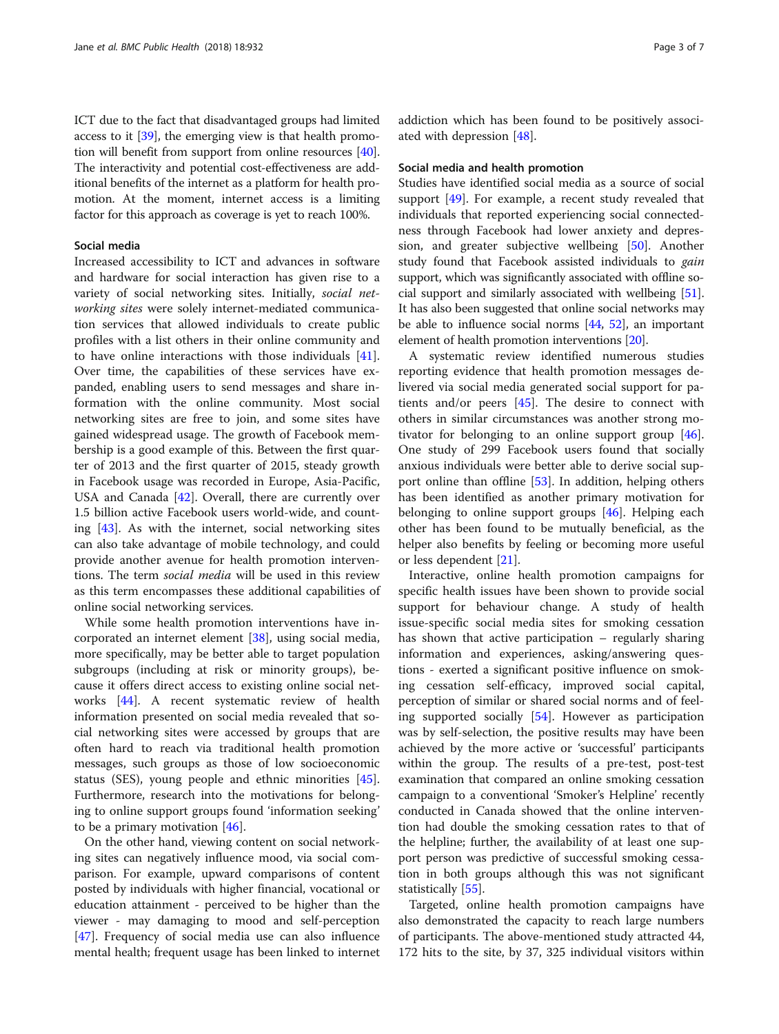ICT due to the fact that disadvantaged groups had limited access to it [39], the emerging view is that health promotion will benefit from support from online resources [40]. The interactivity and potential cost-effectiveness are additional benefits of the internet as a platform for health promotion. At the moment, internet access is a limiting factor for this approach as coverage is yet to reach 100%.

### Social media

Increased accessibility to ICT and advances in software and hardware for social interaction has given rise to a variety of social networking sites. Initially, *social networking sites* were solely internet-mediated communication services that allowed individuals to create public profiles with a list others in their online community and to have online interactions with those individuals [41]. Over time, the capabilities of these services have expanded, enabling users to send messages and share information with the online community. Most social networking sites are free to join, and some sites have gained widespread usage. The growth of Facebook membership is a good example of this. Between the first quarter of 2013 and the first quarter of 2015, steady growth in Facebook usage was recorded in Europe, Asia-Pacific, USA and Canada [42]. Overall, there are currently over 1.5 billion active Facebook users world-wide, and counting [43]. As with the internet, social networking sites can also take advantage of mobile technology, and could provide another avenue for health promotion interventions. The term *social media* will be used in this review as this term encompasses these additional capabilities of online social networking services.

While some health promotion interventions have incorporated an internet element [38], using social media, more specifically, may be better able to target population subgroups (including at risk or minority groups), because it offers direct access to existing online social networks [44]. A recent systematic review of health information presented on social media revealed that social networking sites were accessed by groups that are often hard to reach via traditional health promotion messages, such groups as those of low socioeconomic status (SES), young people and ethnic minorities [45]. Furthermore, research into the motivations for belonging to online support groups found 'information seeking' to be a primary motivation [46].

On the other hand, viewing content on social networking sites can negatively influence mood, via social comparison. For example, upward comparisons of content posted by individuals with higher financial, vocational or education attainment - perceived to be higher than the viewer - may damaging to mood and self-perception [47]. Frequency of social media use can also influence mental health; frequent usage has been linked to internet addiction which has been found to be positively associated with depression [48].

### Social media and health promotion

Studies have identified social media as a source of social support [49]. For example, a recent study revealed that individuals that reported experiencing social connectedness through Facebook had lower anxiety and depression, and greater subjective wellbeing [50]. Another study found that Facebook assisted individuals to *gain* support, which was significantly associated with offline social support and similarly associated with wellbeing [51]. It has also been suggested that online social networks may be able to influence social norms [44, 52], an important element of health promotion interventions [20].

A systematic review identified numerous studies reporting evidence that health promotion messages delivered via social media generated social support for patients and/or peers [45]. The desire to connect with others in similar circumstances was another strong motivator for belonging to an online support group [46]. One study of 299 Facebook users found that socially anxious individuals were better able to derive social support online than offline [53]. In addition, helping others has been identified as another primary motivation for belonging to online support groups [46]. Helping each other has been found to be mutually beneficial, as the helper also benefits by feeling or becoming more useful or less dependent [21].

Interactive, online health promotion campaigns for specific health issues have been shown to provide social support for behaviour change. A study of health issue-specific social media sites for smoking cessation has shown that active participation – regularly sharing information and experiences, asking/answering questions - exerted a significant positive influence on smoking cessation self-efficacy, improved social capital, perception of similar or shared social norms and of feeling supported socially [54]. However as participation was by self-selection, the positive results may have been achieved by the more active or 'successful' participants within the group. The results of a pre-test, post-test examination that compared an online smoking cessation campaign to a conventional 'Smoker's Helpline' recently conducted in Canada showed that the online intervention had double the smoking cessation rates to that of the helpline; further, the availability of at least one support person was predictive of successful smoking cessation in both groups although this was not significant statistically [55].

Targeted, online health promotion campaigns have also demonstrated the capacity to reach large numbers of participants. The above-mentioned study attracted 44, 172 hits to the site, by 37, 325 individual visitors within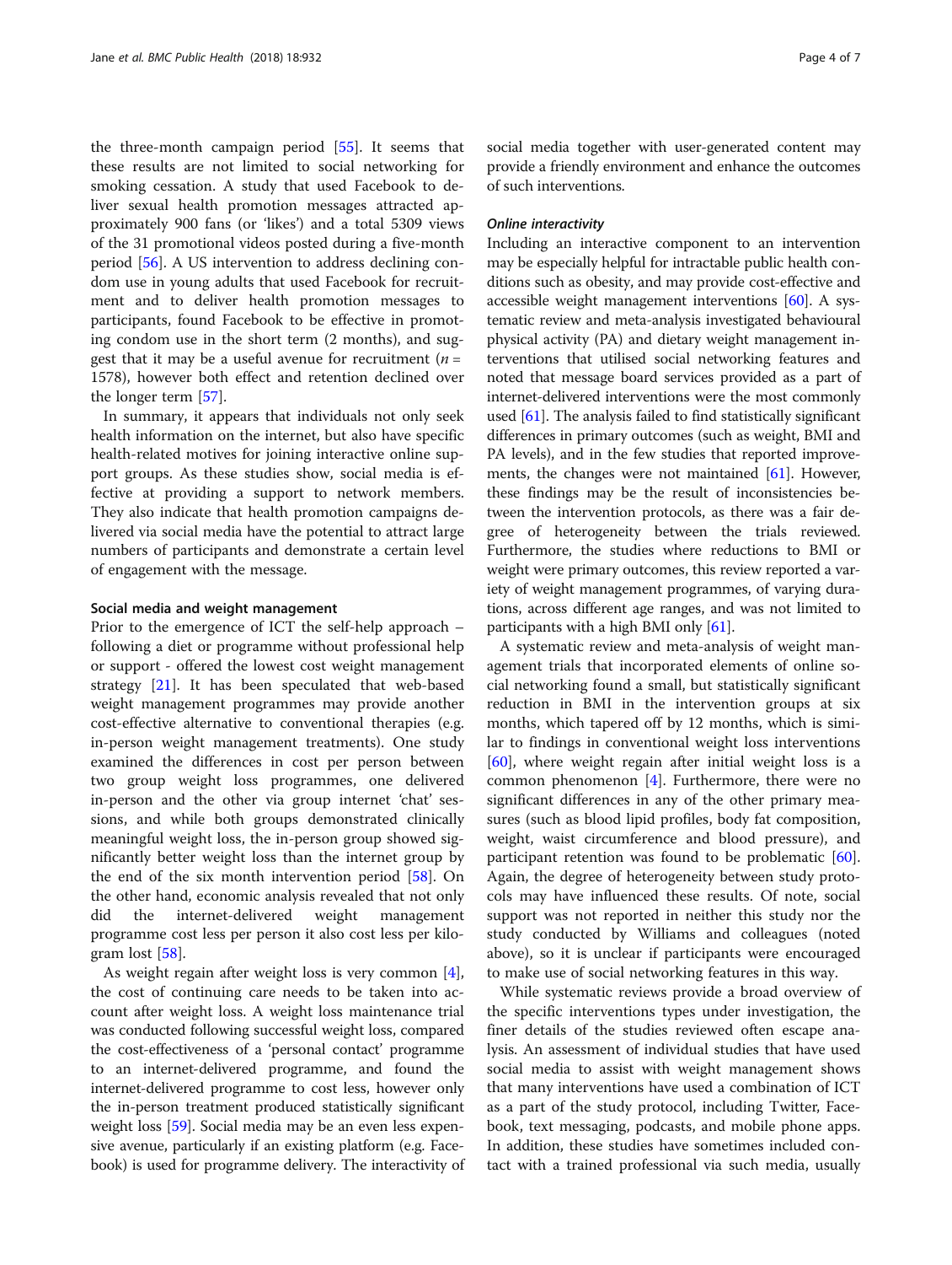the three-month campaign period [55]. It seems that these results are not limited to social networking for smoking cessation. A study that used Facebook to deliver sexual health promotion messages attracted approximately 900 fans (or 'likes') and a total 5309 views of the 31 promotional videos posted during a five-month period [56]. A US intervention to address declining condom use in young adults that used Facebook for recruitment and to deliver health promotion messages to participants, found Facebook to be effective in promoting condom use in the short term (2 months), and suggest that it may be a useful avenue for recruitment ($n$ = 1578), however both effect and retention declined over the longer term [57].

In summary, it appears that individuals not only seek health information on the internet, but also have specific health-related motives for joining interactive online support groups. As these studies show, social media is effective at providing a support to network members. They also indicate that health promotion campaigns delivered via social media have the potential to attract large numbers of participants and demonstrate a certain level of engagement with the message.

### Social media and weight management

Prior to the emergence of ICT the self-help approach – following a diet or programme without professional help or support - offered the lowest cost weight management strategy [21]. It has been speculated that web-based weight management programmes may provide another cost-effective alternative to conventional therapies (e.g. in-person weight management treatments). One study examined the differences in cost per person between two group weight loss programmes, one delivered in-person and the other via group internet 'chat' sessions, and while both groups demonstrated clinically meaningful weight loss, the in-person group showed significantly better weight loss than the internet group by the end of the six month intervention period [58]. On the other hand, economic analysis revealed that not only did the internet-delivered weight management programme cost less per person it also cost less per kilogram lost [58].

As weight regain after weight loss is very common [4], the cost of continuing care needs to be taken into account after weight loss. A weight loss maintenance trial was conducted following successful weight loss, compared the cost-effectiveness of a 'personal contact' programme to an internet-delivered programme, and found the internet-delivered programme to cost less, however only the in-person treatment produced statistically significant weight loss [59]. Social media may be an even less expensive avenue, particularly if an existing platform (e.g. Facebook) is used for programme delivery. The interactivity of social media together with user-generated content may provide a friendly environment and enhance the outcomes of such interventions.

#### *Online interactivity*

Including an interactive component to an intervention may be especially helpful for intractable public health conditions such as obesity, and may provide cost-effective and accessible weight management interventions [60]. A systematic review and meta-analysis investigated behavioural physical activity (PA) and dietary weight management interventions that utilised social networking features and noted that message board services provided as a part of internet-delivered interventions were the most commonly used [61]. The analysis failed to find statistically significant differences in primary outcomes (such as weight, BMI and PA levels), and in the few studies that reported improvements, the changes were not maintained [61]. However, these findings may be the result of inconsistencies between the intervention protocols, as there was a fair degree of heterogeneity between the trials reviewed. Furthermore, the studies where reductions to BMI or weight were primary outcomes, this review reported a variety of weight management programmes, of varying durations, across different age ranges, and was not limited to participants with a high BMI only [61].

A systematic review and meta-analysis of weight management trials that incorporated elements of online social networking found a small, but statistically significant reduction in BMI in the intervention groups at six months, which tapered off by 12 months, which is similar to findings in conventional weight loss interventions [60], where weight regain after initial weight loss is a common phenomenon [4]. Furthermore, there were no significant differences in any of the other primary measures (such as blood lipid profiles, body fat composition, weight, waist circumference and blood pressure), and participant retention was found to be problematic [60]. Again, the degree of heterogeneity between study protocols may have influenced these results. Of note, social support was not reported in neither this study nor the study conducted by Williams and colleagues (noted above), so it is unclear if participants were encouraged to make use of social networking features in this way.

While systematic reviews provide a broad overview of the specific interventions types under investigation, the finer details of the studies reviewed often escape analysis. An assessment of individual studies that have used social media to assist with weight management shows that many interventions have used a combination of ICT as a part of the study protocol, including Twitter, Facebook, text messaging, podcasts, and mobile phone apps. In addition, these studies have sometimes included contact with a trained professional via such media, usually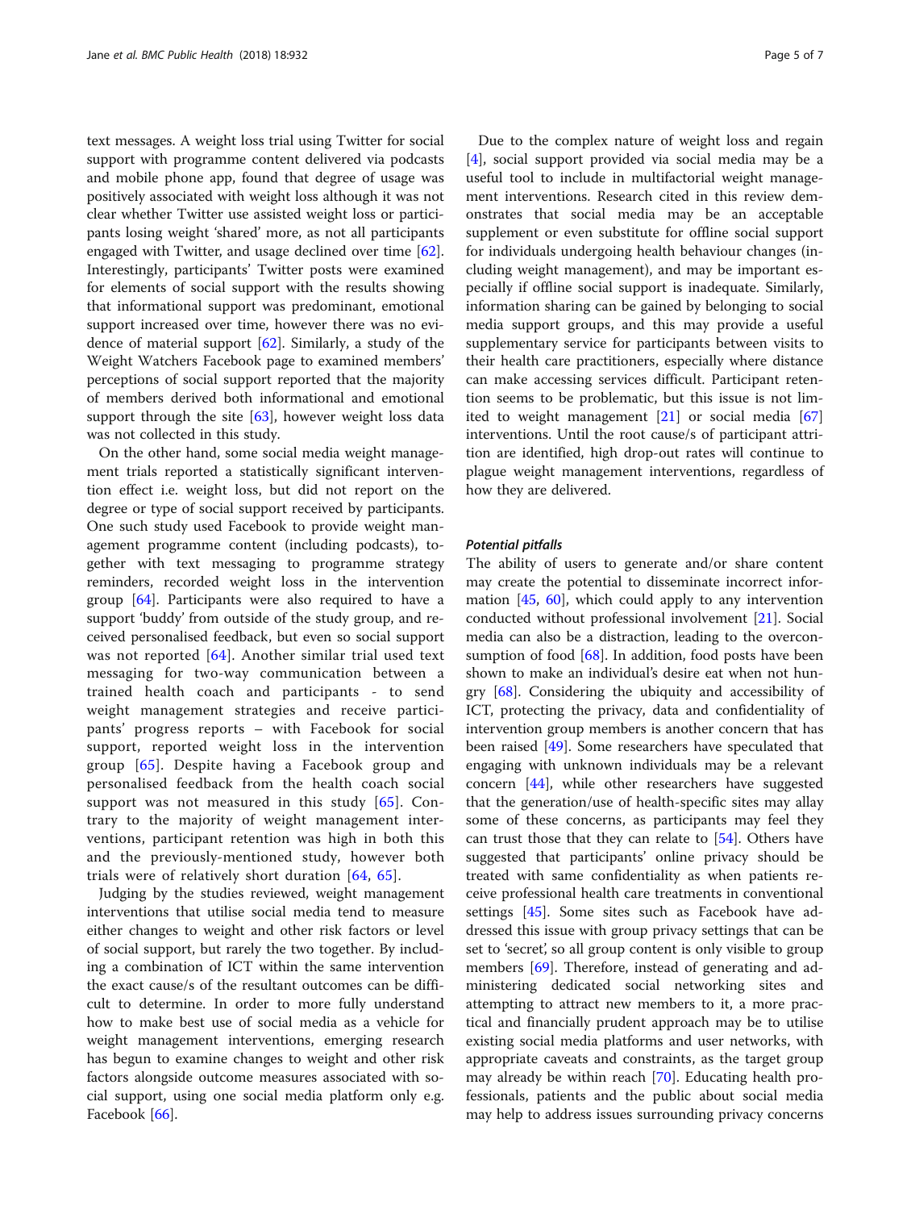text messages. A weight loss trial using Twitter for social support with programme content delivered via podcasts and mobile phone app, found that degree of usage was positively associated with weight loss although it was not clear whether Twitter use assisted weight loss or participants losing weight 'shared' more, as not all participants engaged with Twitter, and usage declined over time [62]. Interestingly, participants' Twitter posts were examined for elements of social support with the results showing that informational support was predominant, emotional support increased over time, however there was no evidence of material support [62]. Similarly, a study of the Weight Watchers Facebook page to examined members' perceptions of social support reported that the majority of members derived both informational and emotional support through the site [63], however weight loss data was not collected in this study.

On the other hand, some social media weight management trials reported a statistically significant intervention effect i.e. weight loss, but did not report on the degree or type of social support received by participants. One such study used Facebook to provide weight management programme content (including podcasts), together with text messaging to programme strategy reminders, recorded weight loss in the intervention group [64]. Participants were also required to have a support 'buddy' from outside of the study group, and received personalised feedback, but even so social support was not reported [64]. Another similar trial used text messaging for two-way communication between a trained health coach and participants - to send weight management strategies and receive participants' progress reports – with Facebook for social support, reported weight loss in the intervention group [65]. Despite having a Facebook group and personalised feedback from the health coach social support was not measured in this study [65]. Contrary to the majority of weight management interventions, participant retention was high in both this and the previously-mentioned study, however both trials were of relatively short duration [64, 65].

Judging by the studies reviewed, weight management interventions that utilise social media tend to measure either changes to weight and other risk factors or level of social support, but rarely the two together. By including a combination of ICT within the same intervention the exact cause/s of the resultant outcomes can be difficult to determine. In order to more fully understand how to make best use of social media as a vehicle for weight management interventions, emerging research has begun to examine changes to weight and other risk factors alongside outcome measures associated with social support, using one social media platform only e.g. Facebook [66].

Due to the complex nature of weight loss and regain [4], social support provided via social media may be a useful tool to include in multifactorial weight management interventions. Research cited in this review demonstrates that social media may be an acceptable supplement or even substitute for offline social support for individuals undergoing health behaviour changes (including weight management), and may be important especially if offline social support is inadequate. Similarly, information sharing can be gained by belonging to social media support groups, and this may provide a useful supplementary service for participants between visits to their health care practitioners, especially where distance can make accessing services difficult. Participant retention seems to be problematic, but this issue is not limited to weight management [21] or social media [67] interventions. Until the root cause/s of participant attrition are identified, high drop-out rates will continue to plague weight management interventions, regardless of how they are delivered.

#### *Potential pitfalls*

The ability of users to generate and/or share content may create the potential to disseminate incorrect information [45, 60], which could apply to any intervention conducted without professional involvement [21]. Social media can also be a distraction, leading to the overconsumption of food [68]. In addition, food posts have been shown to make an individual's desire eat when not hungry [68]. Considering the ubiquity and accessibility of ICT, protecting the privacy, data and confidentiality of intervention group members is another concern that has been raised [49]. Some researchers have speculated that engaging with unknown individuals may be a relevant concern [44], while other researchers have suggested that the generation/use of health-specific sites may allay some of these concerns, as participants may feel they can trust those that they can relate to [54]. Others have suggested that participants' online privacy should be treated with same confidentiality as when patients receive professional health care treatments in conventional settings [45]. Some sites such as Facebook have addressed this issue with group privacy settings that can be set to 'secret', so all group content is only visible to group members [69]. Therefore, instead of generating and administering dedicated social networking sites and attempting to attract new members to it, a more practical and financially prudent approach may be to utilise existing social media platforms and user networks, with appropriate caveats and constraints, as the target group may already be within reach [70]. Educating health professionals, patients and the public about social media may help to address issues surrounding privacy concerns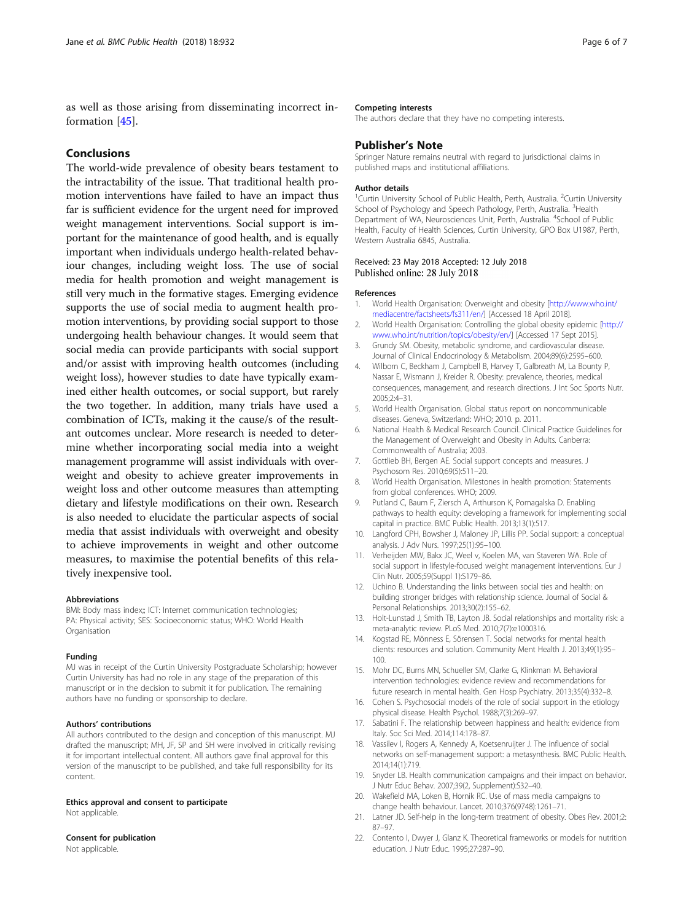as well as those arising from disseminating incorrect information [45].

## Conclusions

The world-wide prevalence of obesity bears testament to the intractability of the issue. That traditional health promotion interventions have failed to have an impact thus far is sufficient evidence for the urgent need for improved weight management interventions. Social support is important for the maintenance of good health, and is equally important when individuals undergo health-related behaviour changes, including weight loss. The use of social media for health promotion and weight management is still very much in the formative stages. Emerging evidence supports the use of social media to augment health promotion interventions, by providing social support to those undergoing health behaviour changes. It would seem that social media can provide participants with social support and/or assist with improving health outcomes (including weight loss), however studies to date have typically examined either health outcomes, or social support, but rarely the two together. In addition, many trials have used a combination of ICTs, making it the cause/s of the resultant outcomes unclear. More research is needed to determine whether incorporating social media into a weight management programme will assist individuals with overweight and obesity to achieve greater improvements in weight loss and other outcome measures than attempting dietary and lifestyle modifications on their own. Research is also needed to elucidate the particular aspects of social media that assist individuals with overweight and obesity to achieve improvements in weight and other outcome measures, to maximise the potential benefits of this relatively inexpensive tool.

#### Abbreviations

BMI: Body mass index;; ICT: Internet communication technologies; PA: Physical activity; SES: Socioeconomic status; WHO: World Health Organisation

#### Funding

MJ was in receipt of the Curtin University Postgraduate Scholarship; however Curtin University has had no role in any stage of the preparation of this manuscript or in the decision to submit it for publication. The remaining authors have no funding or sponsorship to declare.

#### Authors' contributions

All authors contributed to the design and conception of this manuscript. MJ drafted the manuscript; MH, JF, SP and SH were involved in critically revising it for important intellectual content. All authors gave final approval for this version of the manuscript to be published, and take full responsibility for its content.

#### Ethics approval and consent to participate

Not applicable.

#### Consent for publication

Not applicable.

#### Competing interests

The authors declare that they have no competing interests.

## Publisher's Note

Springer Nature remains neutral with regard to jurisdictional claims in published maps and institutional affiliations.

#### Author details

[1]Curtin University School of Public Health, Perth, Australia. [2]Curtin University School of Psychology and Speech Pathology, Perth, Australia. [3]Health Department of WA, Neurosciences Unit, Perth, Australia. [4]School of Public Health, Faculty of Health Sciences, Curtin University, GPO Box U1987, Perth, Western Australia 6845, Australia.

Received: 23 May 2018 Accepted: 12 July 2018
Published online: 28 July 2018

#### References

1. World Health Organisation: Overweight and obesity [http://www.who.int/mediacentre/factsheets/fs311/en/] [Accessed 18 April 2018].
2. World Health Organisation: Controlling the global obesity epidemic [http://www.who.int/nutrition/topics/obesity/en/] [Accessed 17 Sept 2015].
3. Grundy SM. Obesity, metabolic syndrome, and cardiovascular disease. Journal of Clinical Endocrinology & Metabolism. 2004;89(6):2595–600.
4. Wilborn C, Beckham J, Campbell B, Harvey T, Galbreath M, La Bounty P, Nassar E, Wismann J, Kreider R. Obesity: prevalence, theories, medical consequences, management, and research directions. J Int Soc Sports Nutr. 2005;2:4–31.
5. World Health Organisation. Global status report on noncommunicable diseases. Geneva, Switzerland: WHO; 2010. p. 2011.
6. National Health & Medical Research Council. Clinical Practice Guidelines for the Management of Overweight and Obesity in Adults. Canberra: Commonwealth of Australia; 2003.
7. Gottlieb BH, Bergen AE. Social support concepts and measures. J Psychosom Res. 2010;69(5):511–20.
8. World Health Organisation. Milestones in health promotion: Statements from global conferences. WHO; 2009.
9. Putland C, Baum F, Ziersch A, Arthurson K, Pomagalska D. Enabling pathways to health equity: developing a framework for implementing social capital in practice. BMC Public Health. 2013;13(1):517.
10. Langford CPH, Bowsher J, Maloney JP, Lillis PP. Social support: a conceptual analysis. J Adv Nurs. 1997;25(1):95–100.
11. Verheijden MW, Bakx JC, Weel v, Koelen MA, van Staveren WA. Role of social support in lifestyle-focused weight management interventions. Eur J Clin Nutr. 2005;59(Suppl 1):S179–86.
12. Uchino B. Understanding the links between social ties and health: on building stronger bridges with relationship science. Journal of Social & Personal Relationships. 2013;30(2):155–62.
13. Holt-Lunstad J, Smith TB, Layton JB. Social relationships and mortality risk: a meta-analytic review. PLoS Med. 2010;7(7):e1000316.
14. Kogstad RE, Mönness E, Sörensen T. Social networks for mental health clients: resources and solution. Community Ment Health J. 2013;49(1):95–100.
15. Mohr DC, Burns MN, Schueller SM, Clarke G, Klinkman M. Behavioral intervention technologies: evidence review and recommendations for future research in mental health. Gen Hosp Psychiatry. 2013;35(4):332–8.
16. Cohen S. Psychosocial models of the role of social support in the etiology physical disease. Health Psychol. 1988;7(3):269–97.
17. Sabatini F. The relationship between happiness and health: evidence from Italy. Soc Sci Med. 2014;114:178–87.
18. Vassilev I, Rogers A, Kennedy A, Koetsenruijter J. The influence of social networks on self-management support: a metasynthesis. BMC Public Health. 2014;14(1):719.
19. Snyder LB. Health communication campaigns and their impact on behavior. J Nutr Educ Behav. 2007;39(2, Supplement):S32–40.
20. Wakefield MA, Loken B, Hornik RC. Use of mass media campaigns to change health behaviour. Lancet. 2010;376(9748):1261–71.
21. Latner JD. Self-help in the long-term treatment of obesity. Obes Rev. 2001;2:87–97.
22. Contento I, Dwyer J, Glanz K. Theoretical frameworks or models for nutrition education. J Nutr Educ. 1995;27:287–90.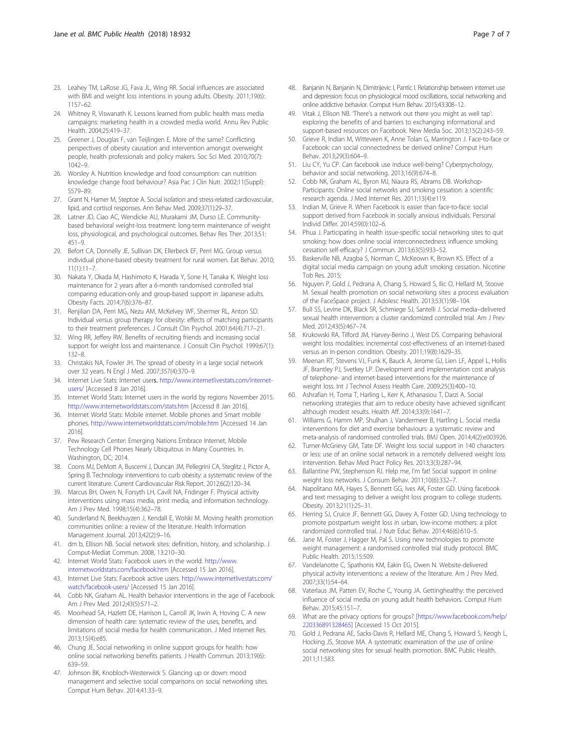23. Leahey TM, LaRose JG, Fava JL, Wing RR. Social influences are associated with BMI and weight loss intentions in young adults. Obesity. 2011;19(6):1157–62.
24. Whitney R, Viswanath K. Lessons learned from public health mass media campaigns: marketing health in a crowded media world. Annu Rev Public Health. 2004;25:419–37.
25. Greener J, Douglas F, van Teijlingen E. More of the same? Conflicting perspectives of obesity causation and intervention amongst overweight people, health professionals and policy makers. Soc Sci Med. 2010;70(7):1042–9.
26. Worsley A. Nutrition knowledge and food consumption: can nutrition knowledge change food behaviour? Asia Pac J Clin Nutr. 2002;11(Suppl):S579–89.
27. Grant N, Hamer M, Steptoe A. Social isolation and stress-related cardiovascular, lipid, and cortisol responses. Ann Behav Med. 2009;37(1):29–37.
28. Latner JD, Ciao AC, Wendicke AU, Murakami JM, Durso LE. Community-based behavioral weight-loss treatment: long-term maintenance of weight loss, physiological, and psychological outcomes. Behav Res Ther. 2013;51:451–9.
29. Befort CA, Donnelly JE, Sullivan DK, Ellerbeck EF, Perri MG. Group versus individual phone-based obesity treatment for rural women. Eat Behav. 2010;11(1):11–7.
30. Nakata Y, Okada M, Hashimoto K, Harada Y, Sone H, Tanaka K. Weight loss maintenance for 2 years after a 6-month randomised controlled trial comparing education-only and group-based support in Japanese adults. Obesity Facts. 2014;7(6):376–87.
31. Renjilian DA, Perri MG, Nezu AM, McKelvey WF, Shermer RL, Anton SD. Individual versus group therapy for obesity: effects of matching participants to their treatment preferences. J Consult Clin Psychol. 2001;64(4):717–21.
32. Wing RR, Jeffery RW. Benefits of recruiting friends and increasing social support for weight loss and maintenance. J Consult Clin Psychol. 1999;67(1):132–8.
33. Christakis NA, Fowler JH. The spread of obesity in a large social network over 32 years. N Engl J Med. 2007;357(4):370–9.
34. Internet Live Stats: Internet users. http://www.internetlivestats.com/internet-users/ [Accessed 8 Jan 2016].
35. Internet World Stats: Internet users in the world by regions November 2015. http://www.internetworldstats.com/stats.htm [Accessd 8 Jan 2016].
36. Internet World Stats: Mobile internet. Mobile phones and Smart mobile phones. http://www.internetworldstats.com/mobile.htm [Accessed 14 Jan 2016].
37. Pew Research Center: Emerging Nations Embrace Internet, Mobile Technology Cell Phones Nearly Ubiquitous in Many Countries. In. Washington, DC; 2014.
38. Coons MJ, DeMott A, Buscemi J, Duncan JM, Pellegrini CA, Steglitz J, Pictor A, Spring B. Technology interventions to curb obesity: a systematic review of the current literature. Current Cardiovascular Risk Report. 2012;6(2):120–34.
39. Marcus BH, Owen N, Forsyth LH, Cavill NA, Fridinger F. Physical activity interventions using mass media, print media, and information technology. Am J Prev Med. 1998;15(4):362–78.
40. Sunderland N, Beekhuyzen J, Kendall E, Wolski M. Moving health promotion communities online: a review of the literature. Health Information Management Journal. 2013;42(2):9–16.
41. dm b, Ellison NB. Social network sites: definition, history, and scholarship. J Comput-Mediat Commun. 2008, 13:210–30.
42. Internet World Stats: Facebook users in the world. http://www.internetworldstats.com/facebook.htm [Accessed 15 Jan 2016].
43. Internet Live Stats: Facebook active users. http://www.internetlivestats.com/watch/facebook-users/ [Accessed 15 Jan 2016].
44. Cobb NK, Graham AL. Health behavior interventions in the age of Facebook. Am J Prev Med. 2012;43(5):571–2.
45. Moorhead SA, Hazlett DE, Harrison L, Carroll JK, Irwin A, Hoving C. A new dimension of health care: systematic review of the uses, benefits, and limitations of social media for health communication. J Med Internet Res. 2013;15(4):e85.
46. Chung JE. Social networking in online support groups for health: how online social networking benefits patients. J Health Commun. 2013;19(6):639–59.
47. Johnson BK, Knobloch-Westerwick S. Glancing up or down: mood management and selective social comparisons on social networking sites. Comput Hum Behav. 2014;41:33–9.
48. Banjanin N, Banjanin N, Dimitrijevic I, Pantic I. Relationship between internet use and depression: focus on physiological mood oscillations, social networking and online addictive behavior. Comput Hum Behav. 2015;43:308–12.
49. Vitak J, Ellison NB. 'There's a network out there you might as well tap': exploring the benefits of and barriers to exchanging informational and support-based resources on Facebook. New Media Soc. 2013;15(2):243–59.
50. Grieve R, Indian M, Witteveen K, Anne Tolan G, Marrington J. Face-to-face or Facebook: can social connectedness be derived online? Comput Hum Behav. 2013;29(3):604–9.
51. Liu CY, Yu CP. Can facebook use induce well-being? Cyberpsychology, behavior and social networking. 2013;16(9):674–8.
52. Cobb NK, Graham AL, Byron MJ, Niaura RS, Abrams DB. Workshop-Participants: Online social networks and smoking cessation: a scientific research agenda. J Med Internet Res. 2011;13(4):e119.
53. Indian M, Grieve R. When Facebook is easier than face-to-face: social support derived from Facebook in socially anxious individuals. Personal Individ Differ. 2014;59(0):102–6.
54. Phua J. Participating in health issue-specific social networking sites to quit smoking: how does online social interconnectedness influence smoking cessation self-efficacy? J Commun. 2013;63(5):933–52.
55. Baskerville NB, Azagba S, Norman C, McKeown K, Brown KS. Effect of a digital social media campaign on young adult smoking cessation. Nicotine Tob Res. 2015;
56. Nguyen P, Gold J, Pedrana A, Chang S, Howard S, Ilic O, Hellard M, Stoove M. Sexual health promotion on social networking sites: a process evaluation of the FaceSpace project. J Adolesc Health. 2013;53(1):98–104.
57. Bull SS, Levine DK, Black SR, Schmiege SJ, Santelli J. Social media–delivered sexual health intervention: a cluster randomized controlled trial. Am J Prev Med. 2012;43(5):467–74.
58. Krukowski RA, Tilford JM, Harvey-Berino J, West DS. Comparing behavioral weight loss modalities: incremental cost-effectiveness of an internet-based versus an in-person condition. Obesity. 2011;19(8):1629–35.
59. Meenan RT, Stevens VJ, Funk K, Bauck A, Jerome GJ, Lien LF, Appel L, Hollis JF, Brantley PJ, Svetkey LP. Development and implementation cost analysis of telephone- and internet-based interventions for the maintenance of weight loss. Int J Technol Assess Health Care. 2009;25(3):400–10.
60. Ashrafian H, Toma T, Harling L, Kerr K, Athanasiou T, Darzi A. Social networking strategies that aim to reduce obesity have achieved significant although modest results. Health Aff. 2014;33(9):1641–7.
61. Williams G, Hamm MP, Shulhan J, Vandermeer B, Hartling L. Social media interventions for diet and exercise behaviours: a systematic review and meta-analysis of randomised controlled trials. BMJ Open. 2014;4(2):e003926.
62. Turner-McGrievy GM, Tate DF. Weight loss social support in 140 characters or less: use of an online social network in a remotely delivered weight loss intervention. Behav Med Pract Policy Res. 2013;3(3):287–94.
63. Ballantine PW, Stephenson RJ. Help me, I'm fat! Social support in online weight loss networks. J Consum Behav. 2011;10(6):332–7.
64. Napolitano MA, Hayes S, Bennett GG, Ives AK, Foster GD. Using facebook and text messaging to deliver a weight loss program to college students. Obesity. 2013;21(1):25–31.
65. Herring SJ, Cruice JF, Bennett GG, Davey A, Foster GD. Using technology to promote postpartum weight loss in urban, low-income mothers: a pilot randomized controlled trial. J Nutr Educ Behav. 2014;46(6):610–5.
66. Jane M, Foster J, Hagger M, Pal S. Using new technologies to promote weight management: a randomised controlled trial study protocol. BMC Public Health. 2015;15:509.
67. Vandelanotte C, Spathonis KM, Eakin EG, Owen N. Website-delivered physical activity interventions: a review of the literature. Am J Prev Med. 2007;33(1):54–64.
68. Vaterlaus JM, Patten EV, Roche C, Young JA. Gettinghealthy: the perceived influence of social media on young adult health behaviors. Comput Hum Behav. 2015;45:151–7.
69. What are the privacy options for groups? [https://www.facebook.com/help/220336891328465] [Accessed 15 Oct 2015].
70. Gold J, Pedrana AE, Sacks-Davis R, Hellard ME, Chang S, Howard S, Keogh L, Hocking JS, Stoove MA. A systematic examination of the use of online social networking sites for sexual health promotion. BMC Public Health. 2011;11:583.